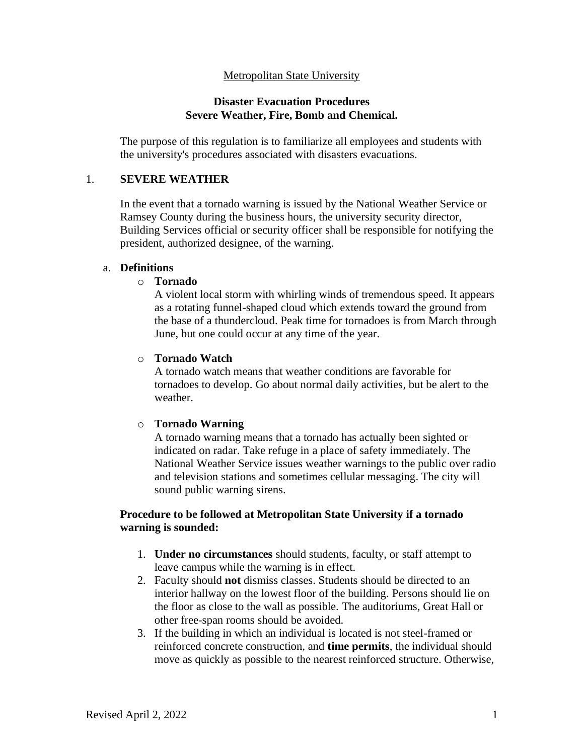Metropolitan State University

**Disaster Evacuation Procedures**
**Severe Weather, Fire, Bomb and Chemical.**

The purpose of this regulation is to familiarize all employees and students with the university's procedures associated with disasters evacuations.

## 1. SEVERE WEATHER

In the event that a tornado warning is issued by the National Weather Service or Ramsey County during the business hours, the university security director, Building Services official or security officer shall be responsible for notifying the president, authorized designee, of the warning.

### a. Definitions

- **Tornado**
  A violent local storm with whirling winds of tremendous speed. It appears as a rotating funnel-shaped cloud which extends toward the ground from the base of a thundercloud. Peak time for tornadoes is from March through June, but one could occur at any time of the year.

- **Tornado Watch**
  A tornado watch means that weather conditions are favorable for tornadoes to develop. Go about normal daily activities, but be alert to the weather.

- **Tornado Warning**
  A tornado warning means that a tornado has actually been sighted or indicated on radar. Take refuge in a place of safety immediately. The National Weather Service issues weather warnings to the public over radio and television stations and sometimes cellular messaging. The city will sound public warning sirens.

**Procedure to be followed at Metropolitan State University if a tornado warning is sounded:**

1. **Under no circumstances** should students, faculty, or staff attempt to leave campus while the warning is in effect.
2. Faculty should **not** dismiss classes. Students should be directed to an interior hallway on the lowest floor of the building. Persons should lie on the floor as close to the wall as possible. The auditoriums, Great Hall or other free-span rooms should be avoided.
3. If the building in which an individual is located is not steel-framed or reinforced concrete construction, and **time permits**, the individual should move as quickly as possible to the nearest reinforced structure. Otherwise,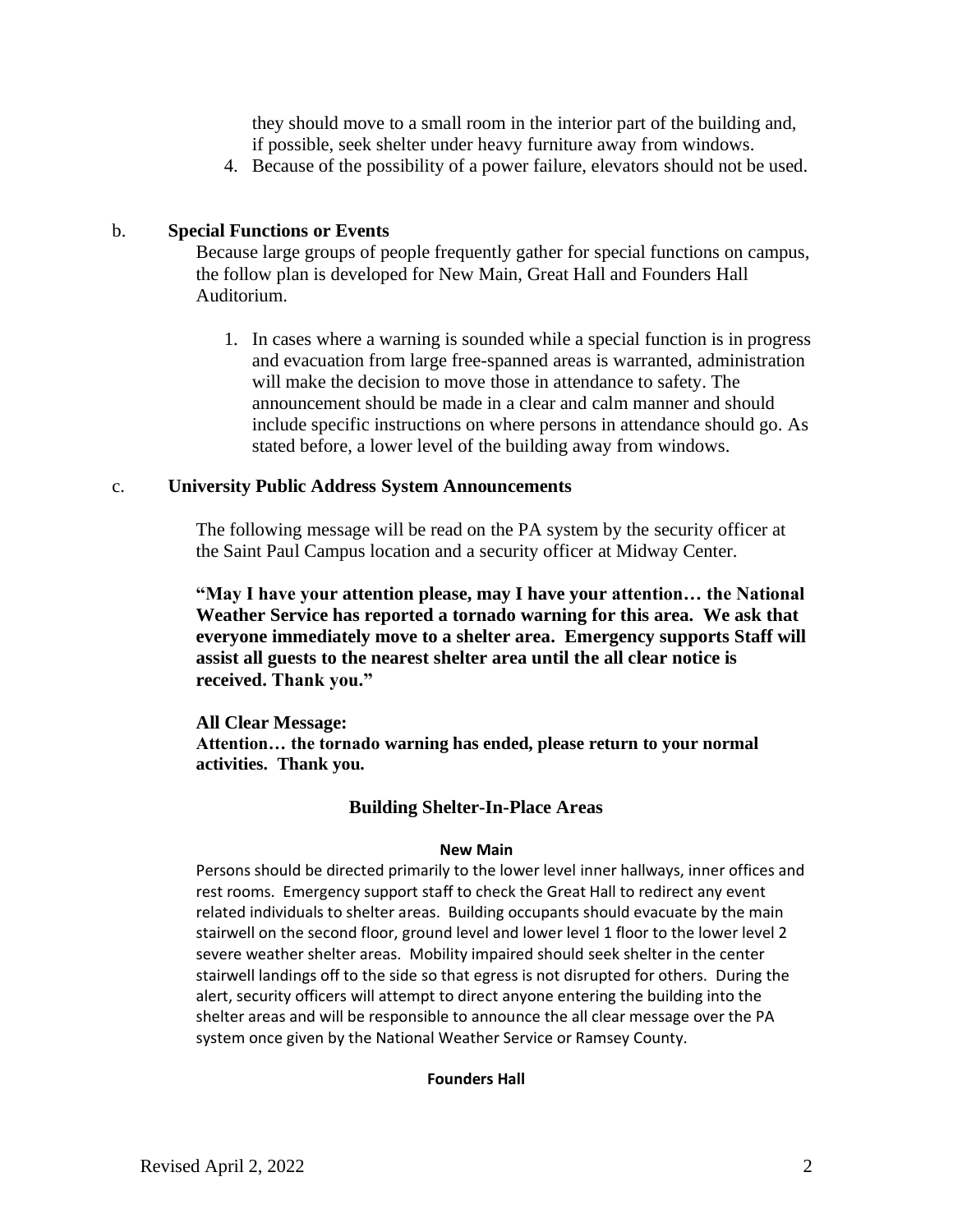they should move to a small room in the interior part of the building and, if possible, seek shelter under heavy furniture away from windows.

4. Because of the possibility of a power failure, elevators should not be used.

b. **Special Functions or Events**

Because large groups of people frequently gather for special functions on campus, the follow plan is developed for New Main, Great Hall and Founders Hall Auditorium.

1. In cases where a warning is sounded while a special function is in progress and evacuation from large free-spanned areas is warranted, administration will make the decision to move those in attendance to safety. The announcement should be made in a clear and calm manner and should include specific instructions on where persons in attendance should go. As stated before, a lower level of the building away from windows.

c. **University Public Address System Announcements**

The following message will be read on the PA system by the security officer at the Saint Paul Campus location and a security officer at Midway Center.

**"May I have your attention please, may I have your attention… the National Weather Service has reported a tornado warning for this area. We ask that everyone immediately move to a shelter area. Emergency supports Staff will assist all guests to the nearest shelter area until the all clear notice is received. Thank you."**

**All Clear Message:**
**Attention… the tornado warning has ended, please return to your normal activities. Thank you.**

## Building Shelter-In-Place Areas

### New Main

Persons should be directed primarily to the lower level inner hallways, inner offices and rest rooms. Emergency support staff to check the Great Hall to redirect any event related individuals to shelter areas. Building occupants should evacuate by the main stairwell on the second floor, ground level and lower level 1 floor to the lower level 2 severe weather shelter areas. Mobility impaired should seek shelter in the center stairwell landings off to the side so that egress is not disrupted for others. During the alert, security officers will attempt to direct anyone entering the building into the shelter areas and will be responsible to announce the all clear message over the PA system once given by the National Weather Service or Ramsey County.

### Founders Hall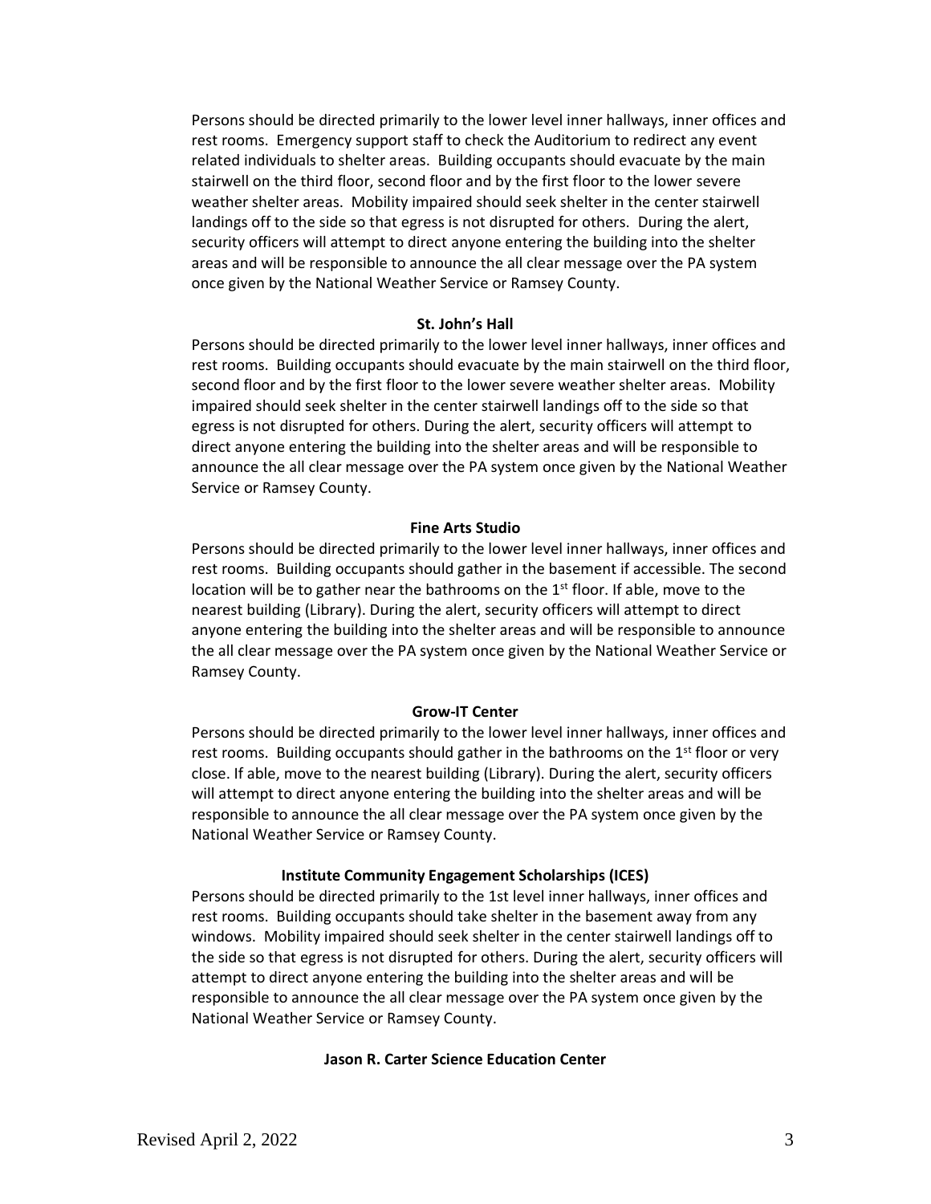Persons should be directed primarily to the lower level inner hallways, inner offices and rest rooms. Emergency support staff to check the Auditorium to redirect any event related individuals to shelter areas. Building occupants should evacuate by the main stairwell on the third floor, second floor and by the first floor to the lower severe weather shelter areas. Mobility impaired should seek shelter in the center stairwell landings off to the side so that egress is not disrupted for others. During the alert, security officers will attempt to direct anyone entering the building into the shelter areas and will be responsible to announce the all clear message over the PA system once given by the National Weather Service or Ramsey County.

**St. John's Hall**

Persons should be directed primarily to the lower level inner hallways, inner offices and rest rooms. Building occupants should evacuate by the main stairwell on the third floor, second floor and by the first floor to the lower severe weather shelter areas. Mobility impaired should seek shelter in the center stairwell landings off to the side so that egress is not disrupted for others. During the alert, security officers will attempt to direct anyone entering the building into the shelter areas and will be responsible to announce the all clear message over the PA system once given by the National Weather Service or Ramsey County.

**Fine Arts Studio**

Persons should be directed primarily to the lower level inner hallways, inner offices and rest rooms. Building occupants should gather in the basement if accessible. The second location will be to gather near the bathrooms on the 1st floor. If able, move to the nearest building (Library). During the alert, security officers will attempt to direct anyone entering the building into the shelter areas and will be responsible to announce the all clear message over the PA system once given by the National Weather Service or Ramsey County.

**Grow-IT Center**

Persons should be directed primarily to the lower level inner hallways, inner offices and rest rooms. Building occupants should gather in the bathrooms on the 1st floor or very close. If able, move to the nearest building (Library). During the alert, security officers will attempt to direct anyone entering the building into the shelter areas and will be responsible to announce the all clear message over the PA system once given by the National Weather Service or Ramsey County.

**Institute Community Engagement Scholarships (ICES)**

Persons should be directed primarily to the 1st level inner hallways, inner offices and rest rooms. Building occupants should take shelter in the basement away from any windows. Mobility impaired should seek shelter in the center stairwell landings off to the side so that egress is not disrupted for others. During the alert, security officers will attempt to direct anyone entering the building into the shelter areas and will be responsible to announce the all clear message over the PA system once given by the National Weather Service or Ramsey County.

**Jason R. Carter Science Education Center**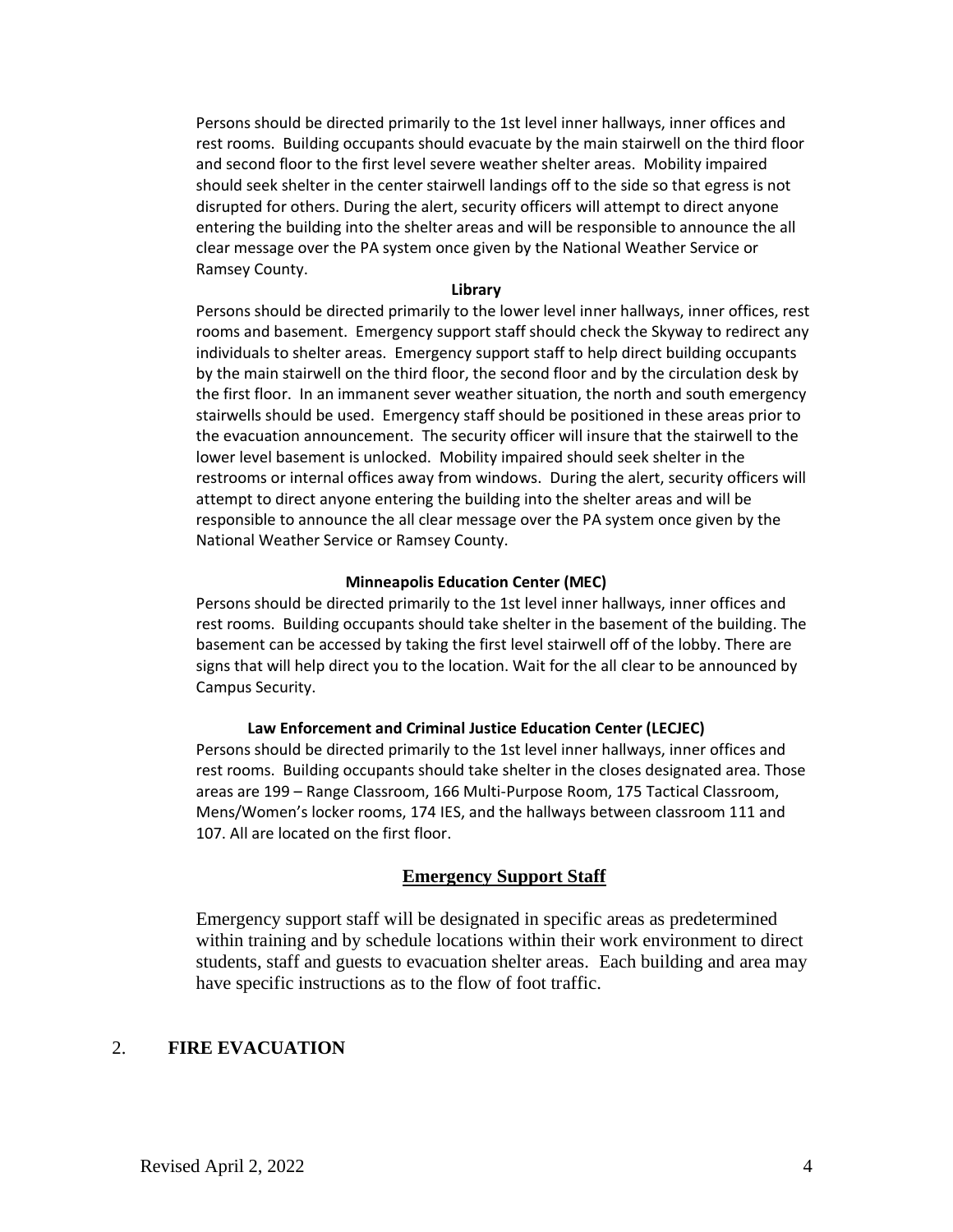Persons should be directed primarily to the 1st level inner hallways, inner offices and rest rooms. Building occupants should evacuate by the main stairwell on the third floor and second floor to the first level severe weather shelter areas. Mobility impaired should seek shelter in the center stairwell landings off to the side so that egress is not disrupted for others. During the alert, security officers will attempt to direct anyone entering the building into the shelter areas and will be responsible to announce the all clear message over the PA system once given by the National Weather Service or Ramsey County.

**Library**

Persons should be directed primarily to the lower level inner hallways, inner offices, rest rooms and basement. Emergency support staff should check the Skyway to redirect any individuals to shelter areas. Emergency support staff to help direct building occupants by the main stairwell on the third floor, the second floor and by the circulation desk by the first floor. In an immanent sever weather situation, the north and south emergency stairwells should be used. Emergency staff should be positioned in these areas prior to the evacuation announcement. The security officer will insure that the stairwell to the lower level basement is unlocked. Mobility impaired should seek shelter in the restrooms or internal offices away from windows. During the alert, security officers will attempt to direct anyone entering the building into the shelter areas and will be responsible to announce the all clear message over the PA system once given by the National Weather Service or Ramsey County.

**Minneapolis Education Center (MEC)**

Persons should be directed primarily to the 1st level inner hallways, inner offices and rest rooms. Building occupants should take shelter in the basement of the building. The basement can be accessed by taking the first level stairwell off of the lobby. There are signs that will help direct you to the location. Wait for the all clear to be announced by Campus Security.

**Law Enforcement and Criminal Justice Education Center (LECJEC)**

Persons should be directed primarily to the 1st level inner hallways, inner offices and rest rooms. Building occupants should take shelter in the closes designated area. Those areas are 199 – Range Classroom, 166 Multi-Purpose Room, 175 Tactical Classroom, Mens/Women's locker rooms, 174 IES, and the hallways between classroom 111 and 107. All are located on the first floor.

## Emergency Support Staff

Emergency support staff will be designated in specific areas as predetermined within training and by schedule locations within their work environment to direct students, staff and guests to evacuation shelter areas. Each building and area may have specific instructions as to the flow of foot traffic.

## 2. FIRE EVACUATION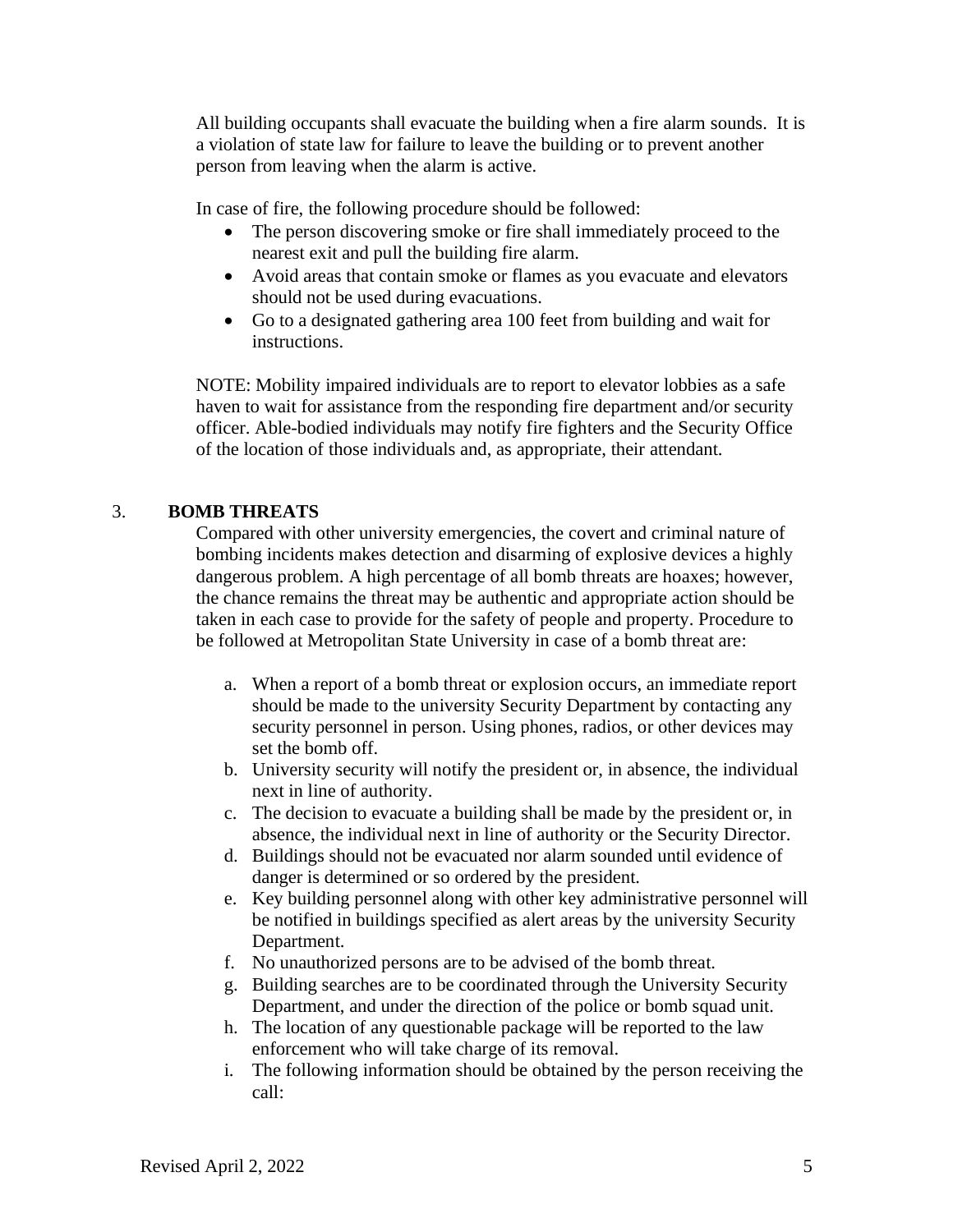All building occupants shall evacuate the building when a fire alarm sounds. It is a violation of state law for failure to leave the building or to prevent another person from leaving when the alarm is active.

In case of fire, the following procedure should be followed:

- The person discovering smoke or fire shall immediately proceed to the nearest exit and pull the building fire alarm.
- Avoid areas that contain smoke or flames as you evacuate and elevators should not be used during evacuations.
- Go to a designated gathering area 100 feet from building and wait for instructions.

NOTE: Mobility impaired individuals are to report to elevator lobbies as a safe haven to wait for assistance from the responding fire department and/or security officer. Able-bodied individuals may notify fire fighters and the Security Office of the location of those individuals and, as appropriate, their attendant.

## 3. BOMB THREATS

Compared with other university emergencies, the covert and criminal nature of bombing incidents makes detection and disarming of explosive devices a highly dangerous problem. A high percentage of all bomb threats are hoaxes; however, the chance remains the threat may be authentic and appropriate action should be taken in each case to provide for the safety of people and property. Procedure to be followed at Metropolitan State University in case of a bomb threat are:

a. When a report of a bomb threat or explosion occurs, an immediate report should be made to the university Security Department by contacting any security personnel in person. Using phones, radios, or other devices may set the bomb off.
b. University security will notify the president or, in absence, the individual next in line of authority.
c. The decision to evacuate a building shall be made by the president or, in absence, the individual next in line of authority or the Security Director.
d. Buildings should not be evacuated nor alarm sounded until evidence of danger is determined or so ordered by the president.
e. Key building personnel along with other key administrative personnel will be notified in buildings specified as alert areas by the university Security Department.
f. No unauthorized persons are to be advised of the bomb threat.
g. Building searches are to be coordinated through the University Security Department, and under the direction of the police or bomb squad unit.
h. The location of any questionable package will be reported to the law enforcement who will take charge of its removal.
i. The following information should be obtained by the person receiving the call: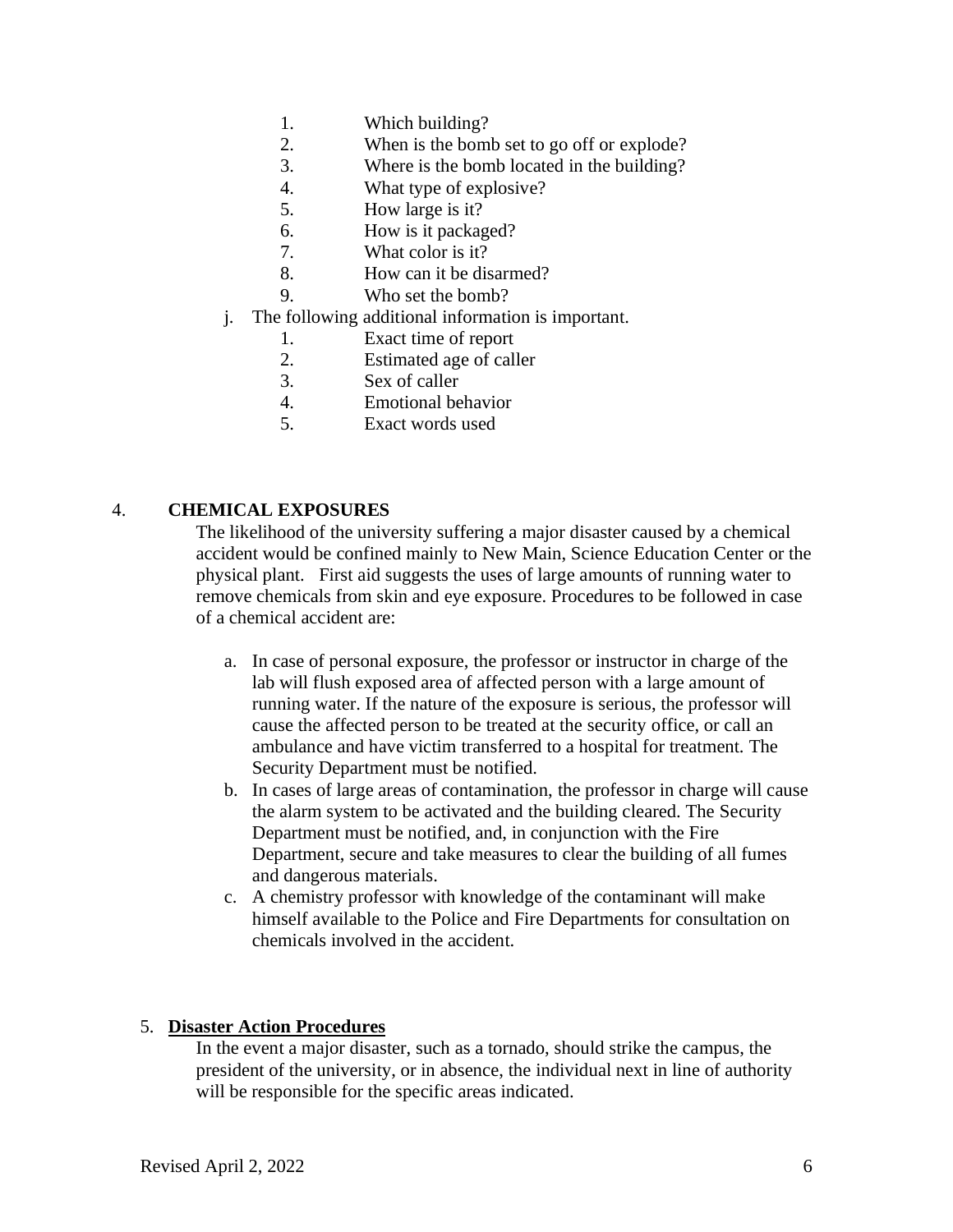1. Which building?
2. When is the bomb set to go off or explode?
3. Where is the bomb located in the building?
4. What type of explosive?
5. How large is it?
6. How is it packaged?
7. What color is it?
8. How can it be disarmed?
9. Who set the bomb?

j. The following additional information is important.
   1. Exact time of report
   2. Estimated age of caller
   3. Sex of caller
   4. Emotional behavior
   5. Exact words used

## 4. CHEMICAL EXPOSURES

The likelihood of the university suffering a major disaster caused by a chemical accident would be confined mainly to New Main, Science Education Center or the physical plant. First aid suggests the uses of large amounts of running water to remove chemicals from skin and eye exposure. Procedures to be followed in case of a chemical accident are:

a. In case of personal exposure, the professor or instructor in charge of the lab will flush exposed area of affected person with a large amount of running water. If the nature of the exposure is serious, the professor will cause the affected person to be treated at the security office, or call an ambulance and have victim transferred to a hospital for treatment. The Security Department must be notified.
b. In cases of large areas of contamination, the professor in charge will cause the alarm system to be activated and the building cleared. The Security Department must be notified, and, in conjunction with the Fire Department, secure and take measures to clear the building of all fumes and dangerous materials.
c. A chemistry professor with knowledge of the contaminant will make himself available to the Police and Fire Departments for consultation on chemicals involved in the accident.

## 5. <u>Disaster Action Procedures</u>

In the event a major disaster, such as a tornado, should strike the campus, the president of the university, or in absence, the individual next in line of authority will be responsible for the specific areas indicated.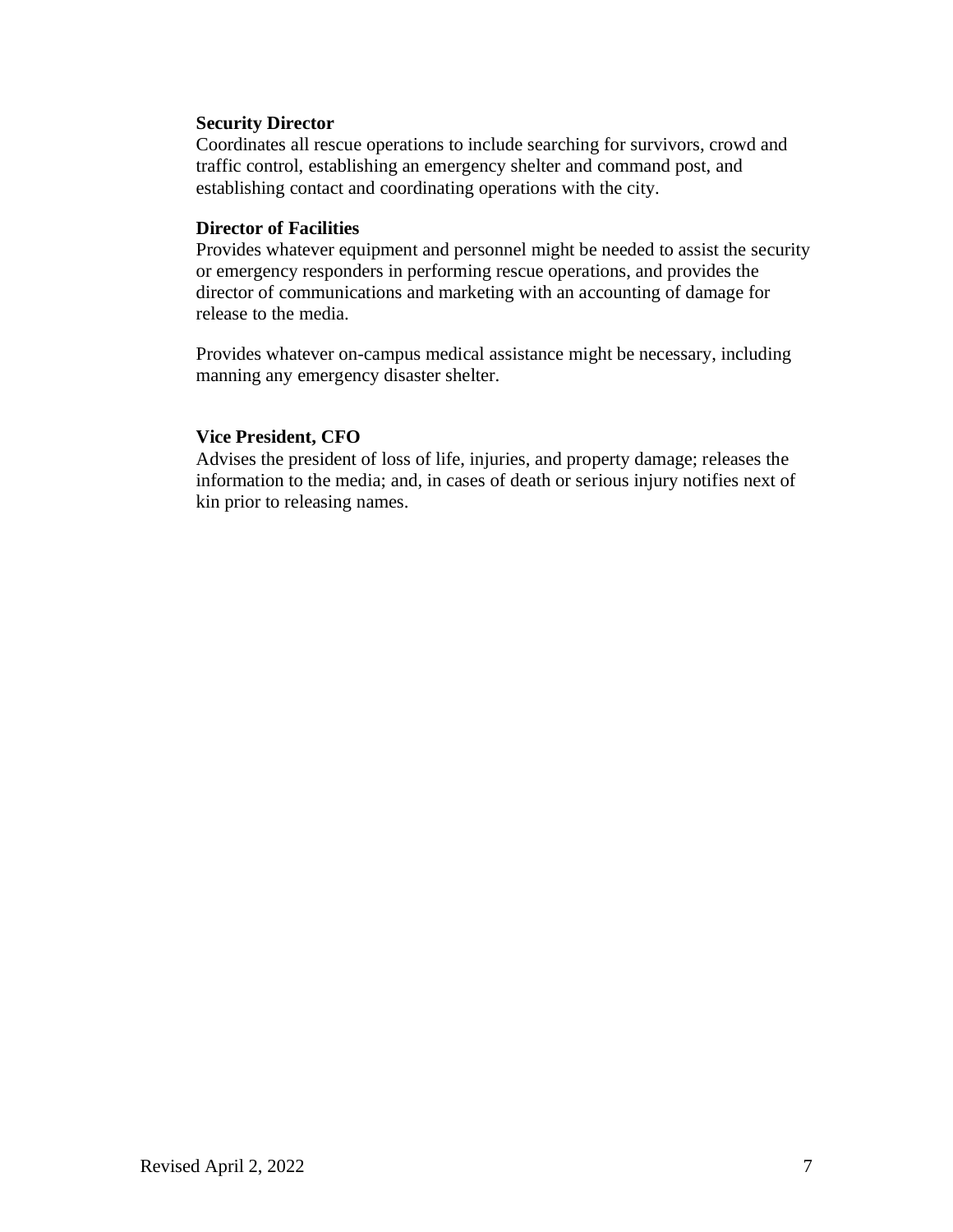**Security Director**
Coordinates all rescue operations to include searching for survivors, crowd and traffic control, establishing an emergency shelter and command post, and establishing contact and coordinating operations with the city.

**Director of Facilities**
Provides whatever equipment and personnel might be needed to assist the security or emergency responders in performing rescue operations, and provides the director of communications and marketing with an accounting of damage for release to the media.

Provides whatever on-campus medical assistance might be necessary, including manning any emergency disaster shelter.

**Vice President, CFO**
Advises the president of loss of life, injuries, and property damage; releases the information to the media; and, in cases of death or serious injury notifies next of kin prior to releasing names.

Revised April 2, 2022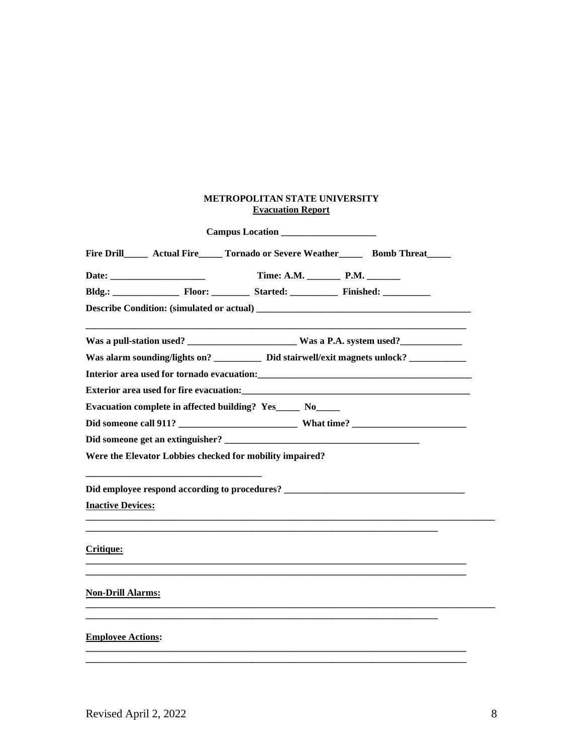**METROPOLITAN STATE UNIVERSITY**
**Evacuation Report**

**Campus Location ____________________**

**Fire Drill_____ Actual Fire_____ Tornado or Severe Weather_____ Bomb Threat_____**

**Date: ____________________ Time: A.M. _______ P.M. _______**

**Bldg.: ______________ Floor: ________ Started: __________ Finished: __________**

**Describe Condition: (simulated or actual) ____________________________________________**

______________________________________________________________________________

**Was a pull-station used? _______________________ Was a P.A. system used?_____________**

**Was alarm sounding/lights on? __________ Did stairwell/exit magnets unlock? ____________**

**Interior area used for tornado evacuation:______________________________________________**

**Exterior area used for fire evacuation:_________________________________________________**

**Evacuation complete in affected building? Yes_____ No_____**

**Did someone call 911? _________________________ What time? ________________________**

**Did someone get an extinguisher? ________________________________________**

**Were the Elevator Lobbies checked for mobility impaired?**

____________________________________

**Did employee respond according to procedures? _____________________________________**

**Inactive Devices:**

__________________________________________________________________________________

________________________________________________________________________

**Critique:**

______________________________________________________________________________

______________________________________________________________________________

**Non-Drill Alarms:**

__________________________________________________________________________________

________________________________________________________________________

**Employee Actions:**

______________________________________________________________________________

______________________________________________________________________________

Revised April 2, 2022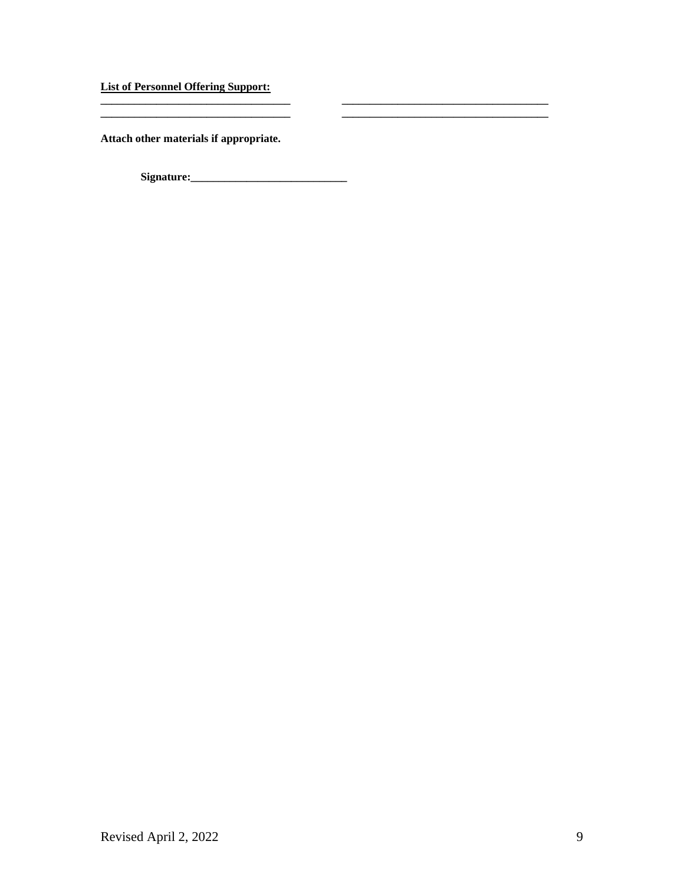**List of Personnel Offering Support:**

___________________________________ ______________________________________
___________________________________ ______________________________________

**Attach other materials if appropriate.**

**Signature:_____________________________**

Revised April 2, 2022